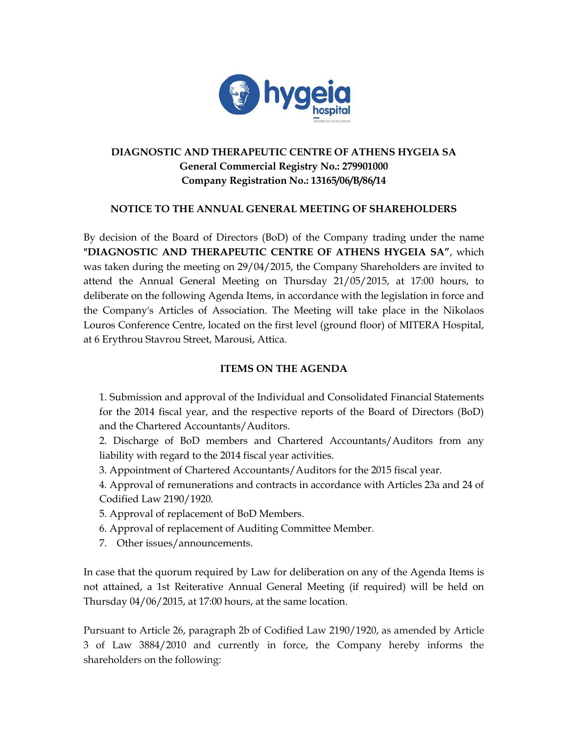**DIAGNOSTIC AND THERAPEUTIC CENTRE OF ATHENS HYGEIA SA**
**General Commercial Registry No.: 279901000**
**Company Registration No.: 13165/06/B/86/14**

## NOTICE TO THE ANNUAL GENERAL MEETING OF SHAREHOLDERS

By decision of the Board of Directors (BoD) of the Company trading under the name **"DIAGNOSTIC AND THERAPEUTIC CENTRE OF ATHENS HYGEIA SA"**, which was taken during the meeting on 29/04/2015, the Company Shareholders are invited to attend the Annual General Meeting on Thursday 21/05/2015, at 17:00 hours, to deliberate on the following Agenda Items, in accordance with the legislation in force and the Company's Articles of Association. The Meeting will take place in the Nikolaos Louros Conference Centre, located on the first level (ground floor) of MITERA Hospital, at 6 Erythrou Stavrou Street, Marousi, Attica.

### ITEMS ON THE AGENDA

1. Submission and approval of the Individual and Consolidated Financial Statements for the 2014 fiscal year, and the respective reports of the Board of Directors (BoD) and the Chartered Accountants/Auditors.
2. Discharge of BoD members and Chartered Accountants/Auditors from any liability with regard to the 2014 fiscal year activities.
3. Appointment of Chartered Accountants/Auditors for the 2015 fiscal year.
4. Approval of remunerations and contracts in accordance with Articles 23a and 24 of Codified Law 2190/1920.
5. Approval of replacement of BoD Members.
6. Approval of replacement of Auditing Committee Member.
7. Other issues/announcements.

In case that the quorum required by Law for deliberation on any of the Agenda Items is not attained, a 1st Reiterative Annual General Meeting (if required) will be held on Thursday 04/06/2015, at 17:00 hours, at the same location.

Pursuant to Article 26, paragraph 2b of Codified Law 2190/1920, as amended by Article 3 of Law 3884/2010 and currently in force, the Company hereby informs the shareholders on the following: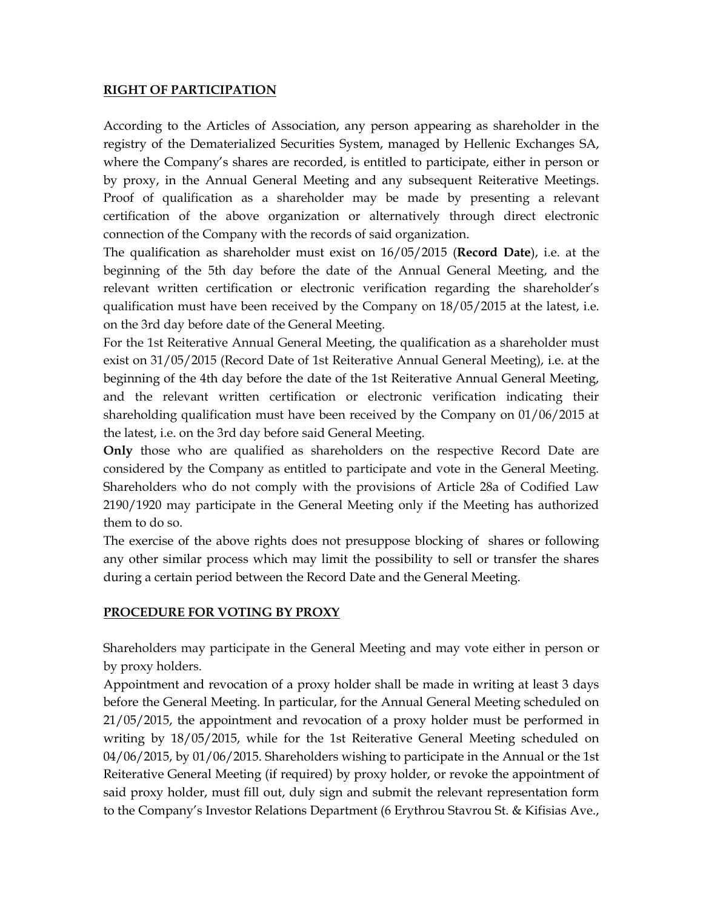**RIGHT OF PARTICIPATION**

According to the Articles of Association, any person appearing as shareholder in the registry of the Dematerialized Securities System, managed by Hellenic Exchanges SA, where the Company's shares are recorded, is entitled to participate, either in person or by proxy, in the Annual General Meeting and any subsequent Reiterative Meetings. Proof of qualification as a shareholder may be made by presenting a relevant certification of the above organization or alternatively through direct electronic connection of the Company with the records of said organization.

The qualification as shareholder must exist on 16/05/2015 (**Record Date**), i.e. at the beginning of the 5th day before the date of the Annual General Meeting, and the relevant written certification or electronic verification regarding the shareholder's qualification must have been received by the Company on 18/05/2015 at the latest, i.e. on the 3rd day before date of the General Meeting.

For the 1st Reiterative Annual General Meeting, the qualification as a shareholder must exist on 31/05/2015 (Record Date of 1st Reiterative Annual General Meeting), i.e. at the beginning of the 4th day before the date of the 1st Reiterative Annual General Meeting, and the relevant written certification or electronic verification indicating their shareholding qualification must have been received by the Company on 01/06/2015 at the latest, i.e. on the 3rd day before said General Meeting.

**Only** those who are qualified as shareholders on the respective Record Date are considered by the Company as entitled to participate and vote in the General Meeting. Shareholders who do not comply with the provisions of Article 28a of Codified Law 2190/1920 may participate in the General Meeting only if the Meeting has authorized them to do so.

The exercise of the above rights does not presuppose blocking of shares or following any other similar process which may limit the possibility to sell or transfer the shares during a certain period between the Record Date and the General Meeting.

**PROCEDURE FOR VOTING BY PROXY**

Shareholders may participate in the General Meeting and may vote either in person or by proxy holders.

Appointment and revocation of a proxy holder shall be made in writing at least 3 days before the General Meeting. In particular, for the Annual General Meeting scheduled on 21/05/2015, the appointment and revocation of a proxy holder must be performed in writing by 18/05/2015, while for the 1st Reiterative General Meeting scheduled on 04/06/2015, by 01/06/2015. Shareholders wishing to participate in the Annual or the 1st Reiterative General Meeting (if required) by proxy holder, or revoke the appointment of said proxy holder, must fill out, duly sign and submit the relevant representation form to the Company's Investor Relations Department (6 Erythrou Stavrou St. & Kifisias Ave.,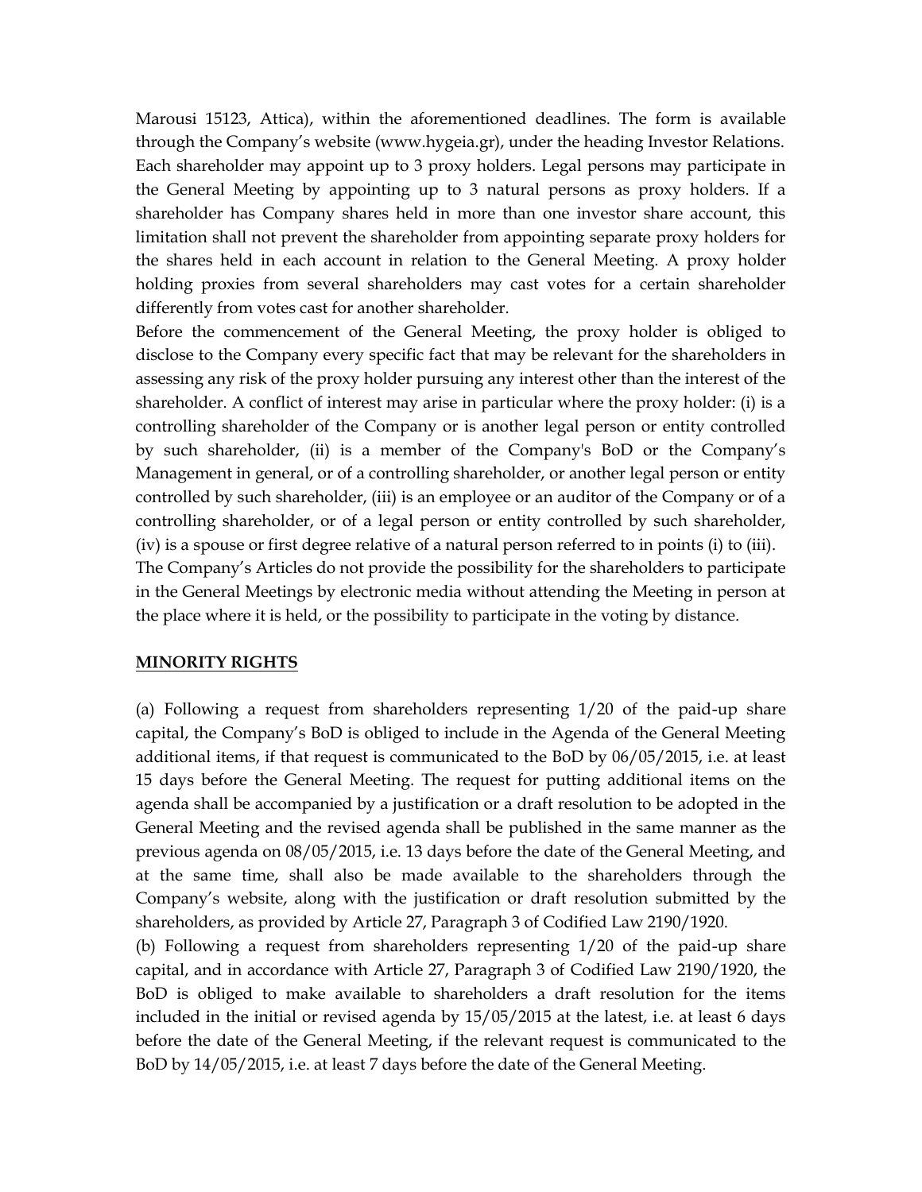Marousi 15123, Attica), within the aforementioned deadlines. The form is available through the Company's website (www.hygeia.gr), under the heading Investor Relations. Each shareholder may appoint up to 3 proxy holders. Legal persons may participate in the General Meeting by appointing up to 3 natural persons as proxy holders. If a shareholder has Company shares held in more than one investor share account, this limitation shall not prevent the shareholder from appointing separate proxy holders for the shares held in each account in relation to the General Meeting. A proxy holder holding proxies from several shareholders may cast votes for a certain shareholder differently from votes cast for another shareholder.

Before the commencement of the General Meeting, the proxy holder is obliged to disclose to the Company every specific fact that may be relevant for the shareholders in assessing any risk of the proxy holder pursuing any interest other than the interest of the shareholder. A conflict of interest may arise in particular where the proxy holder: (i) is a controlling shareholder of the Company or is another legal person or entity controlled by such shareholder, (ii) is a member of the Company's BoD or the Company's Management in general, or of a controlling shareholder, or another legal person or entity controlled by such shareholder, (iii) is an employee or an auditor of the Company or of a controlling shareholder, or of a legal person or entity controlled by such shareholder, (iv) is a spouse or first degree relative of a natural person referred to in points (i) to (iii).

The Company's Articles do not provide the possibility for the shareholders to participate in the General Meetings by electronic media without attending the Meeting in person at the place where it is held, or the possibility to participate in the voting by distance.

## MINORITY RIGHTS

(a) Following a request from shareholders representing 1/20 of the paid-up share capital, the Company's BoD is obliged to include in the Agenda of the General Meeting additional items, if that request is communicated to the BoD by 06/05/2015, i.e. at least 15 days before the General Meeting. The request for putting additional items on the agenda shall be accompanied by a justification or a draft resolution to be adopted in the General Meeting and the revised agenda shall be published in the same manner as the previous agenda on 08/05/2015, i.e. 13 days before the date of the General Meeting, and at the same time, shall also be made available to the shareholders through the Company's website, along with the justification or draft resolution submitted by the shareholders, as provided by Article 27, Paragraph 3 of Codified Law 2190/1920.

(b) Following a request from shareholders representing 1/20 of the paid-up share capital, and in accordance with Article 27, Paragraph 3 of Codified Law 2190/1920, the BoD is obliged to make available to shareholders a draft resolution for the items included in the initial or revised agenda by 15/05/2015 at the latest, i.e. at least 6 days before the date of the General Meeting, if the relevant request is communicated to the BoD by 14/05/2015, i.e. at least 7 days before the date of the General Meeting.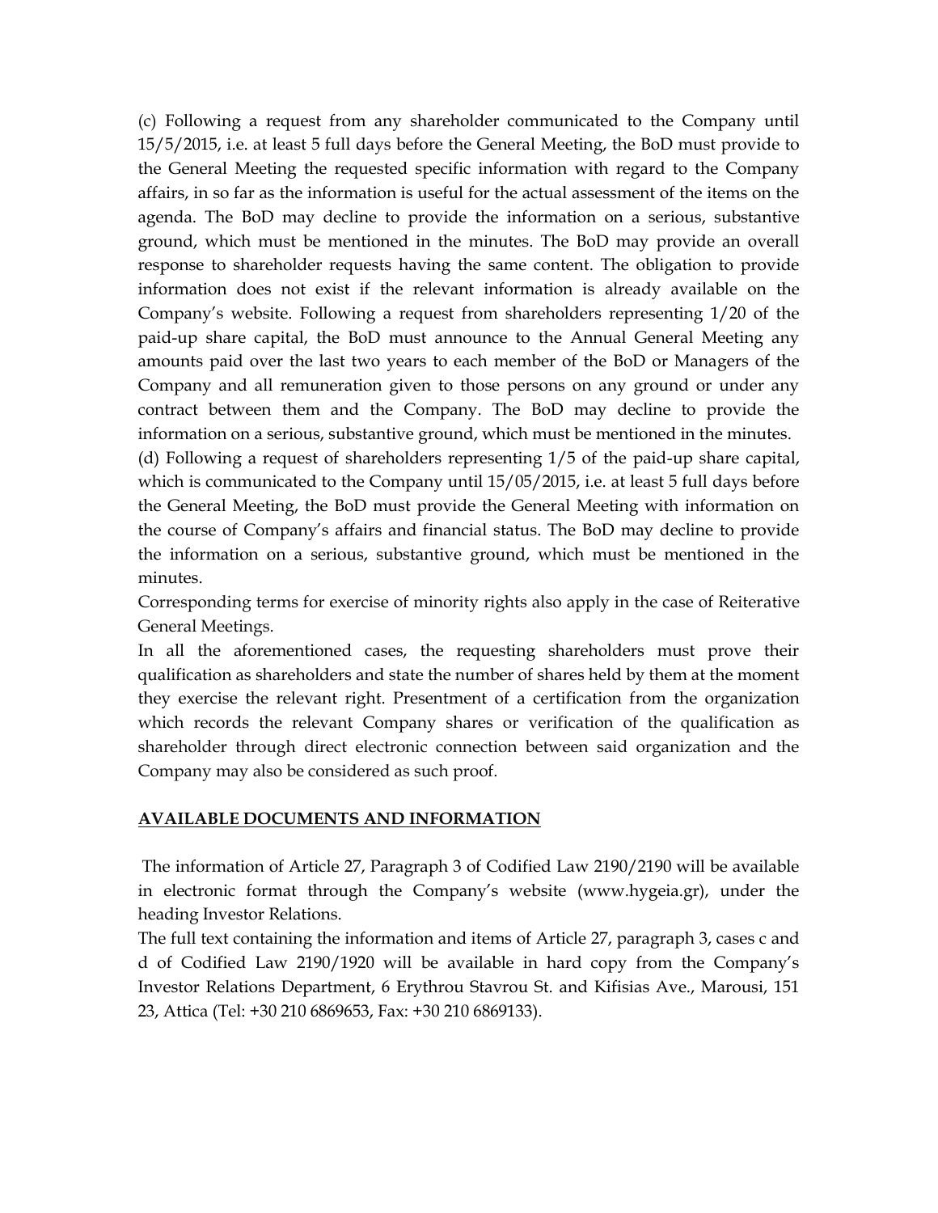(c) Following a request from any shareholder communicated to the Company until 15/5/2015, i.e. at least 5 full days before the General Meeting, the BoD must provide to the General Meeting the requested specific information with regard to the Company affairs, in so far as the information is useful for the actual assessment of the items on the agenda. The BoD may decline to provide the information on a serious, substantive ground, which must be mentioned in the minutes. The BoD may provide an overall response to shareholder requests having the same content. The obligation to provide information does not exist if the relevant information is already available on the Company's website. Following a request from shareholders representing 1/20 of the paid-up share capital, the BoD must announce to the Annual General Meeting any amounts paid over the last two years to each member of the BoD or Managers of the Company and all remuneration given to those persons on any ground or under any contract between them and the Company. The BoD may decline to provide the information on a serious, substantive ground, which must be mentioned in the minutes.

(d) Following a request of shareholders representing 1/5 of the paid-up share capital, which is communicated to the Company until 15/05/2015, i.e. at least 5 full days before the General Meeting, the BoD must provide the General Meeting with information on the course of Company's affairs and financial status. The BoD may decline to provide the information on a serious, substantive ground, which must be mentioned in the minutes.

Corresponding terms for exercise of minority rights also apply in the case of Reiterative General Meetings.

In all the aforementioned cases, the requesting shareholders must prove their qualification as shareholders and state the number of shares held by them at the moment they exercise the relevant right. Presentment of a certification from the organization which records the relevant Company shares or verification of the qualification as shareholder through direct electronic connection between said organization and the Company may also be considered as such proof.

## AVAILABLE DOCUMENTS AND INFORMATION

The information of Article 27, Paragraph 3 of Codified Law 2190/2190 will be available in electronic format through the Company's website (www.hygeia.gr), under the heading Investor Relations.

The full text containing the information and items of Article 27, paragraph 3, cases c and d of Codified Law 2190/1920 will be available in hard copy from the Company's Investor Relations Department, 6 Erythrou Stavrou St. and Kifisias Ave., Marousi, 151 23, Attica (Tel: +30 210 6869653, Fax: +30 210 6869133).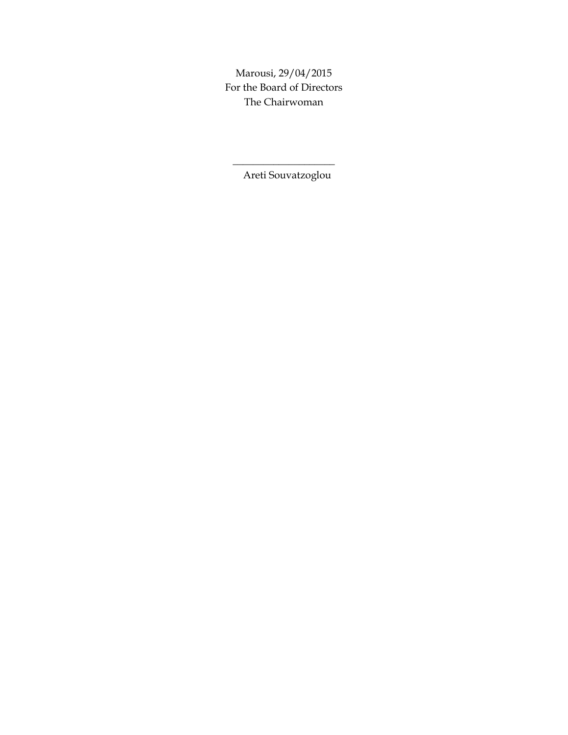Marousi, 29/04/2015

For the Board of Directors

The Chairwoman

\_\_\_\_\_\_\_\_\_\_\_\_\_\_\_\_\_\_\_\_

Areti Souvatzoglou